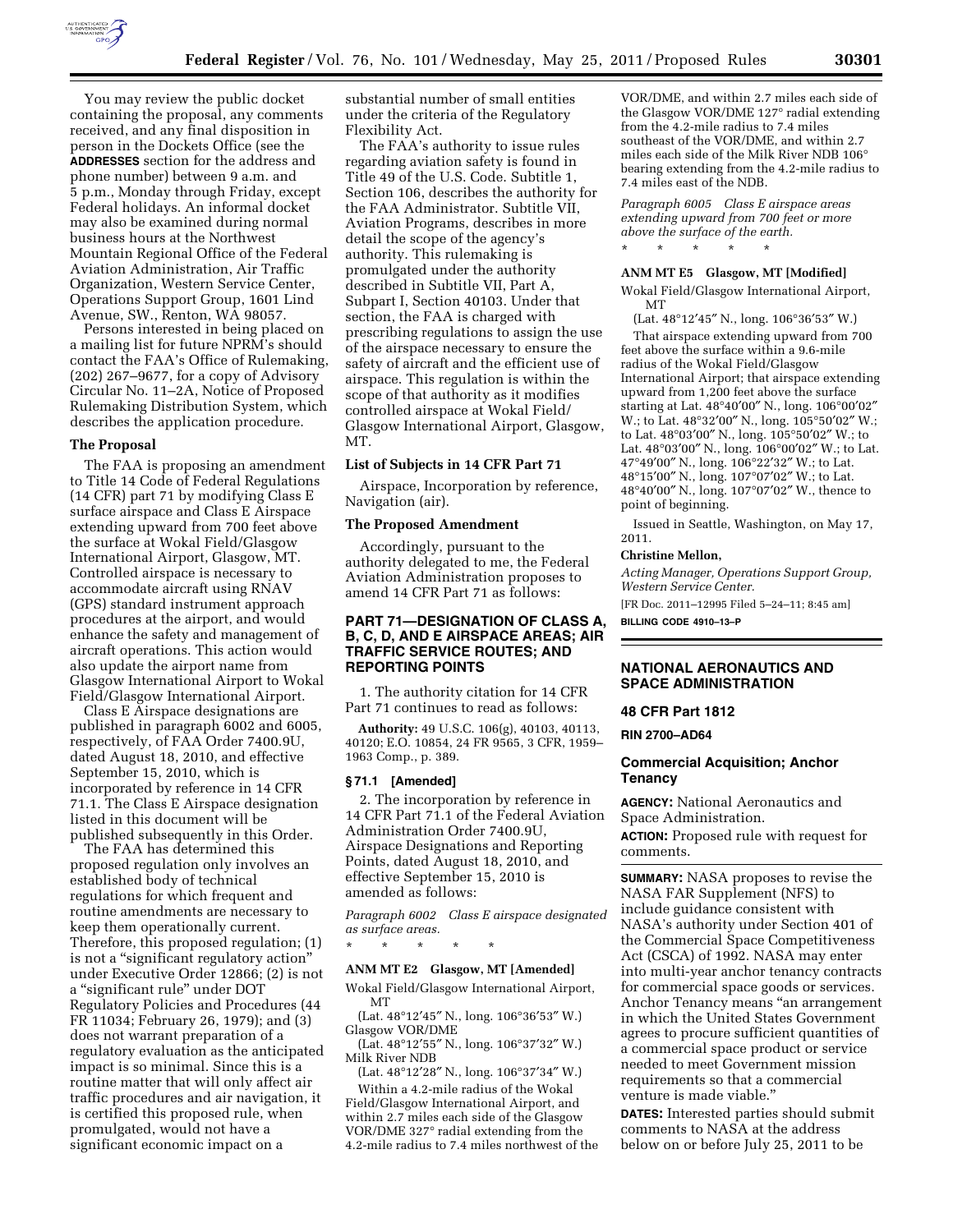You may review the public docket containing the proposal, any comments received, and any final disposition in person in the Dockets Office (see the **ADDRESSES** section for the address and phone number) between 9 a.m. and 5 p.m., Monday through Friday, except Federal holidays. An informal docket may also be examined during normal business hours at the Northwest Mountain Regional Office of the Federal Aviation Administration, Air Traffic Organization, Western Service Center, Operations Support Group, 1601 Lind Avenue, SW., Renton, WA 98057.

Persons interested in being placed on a mailing list for future NPRM's should contact the FAA's Office of Rulemaking, (202) 267–9677, for a copy of Advisory Circular No. 11–2A, Notice of Proposed Rulemaking Distribution System, which describes the application procedure.

**The Proposal**

The FAA is proposing an amendment to Title 14 Code of Federal Regulations (14 CFR) part 71 by modifying Class E surface airspace and Class E Airspace extending upward from 700 feet above the surface at Wokal Field/Glasgow International Airport, Glasgow, MT. Controlled airspace is necessary to accommodate aircraft using RNAV (GPS) standard instrument approach procedures at the airport, and would enhance the safety and management of aircraft operations. This action would also update the airport name from Glasgow International Airport to Wokal Field/Glasgow International Airport.

Class E Airspace designations are published in paragraph 6002 and 6005, respectively, of FAA Order 7400.9U, dated August 18, 2010, and effective September 15, 2010, which is incorporated by reference in 14 CFR 71.1. The Class E Airspace designation listed in this document will be published subsequently in this Order.

The FAA has determined this proposed regulation only involves an established body of technical regulations for which frequent and routine amendments are necessary to keep them operationally current. Therefore, this proposed regulation; (1) is not a "significant regulatory action" under Executive Order 12866; (2) is not a "significant rule" under DOT Regulatory Policies and Procedures (44 FR 11034; February 26, 1979); and (3) does not warrant preparation of a regulatory evaluation as the anticipated impact is so minimal. Since this is a routine matter that will only affect air traffic procedures and air navigation, it is certified this proposed rule, when promulgated, would not have a significant economic impact on a substantial number of small entities under the criteria of the Regulatory Flexibility Act.

The FAA's authority to issue rules regarding aviation safety is found in Title 49 of the U.S. Code. Subtitle 1, Section 106, describes the authority for the FAA Administrator. Subtitle VII, Aviation Programs, describes in more detail the scope of the agency's authority. This rulemaking is promulgated under the authority described in Subtitle VII, Part A, Subpart I, Section 40103. Under that section, the FAA is charged with prescribing regulations to assign the use of the airspace necessary to ensure the safety of aircraft and the efficient use of airspace. This regulation is within the scope of that authority as it modifies controlled airspace at Wokal Field/Glasgow International Airport, Glasgow, MT.

**List of Subjects in 14 CFR Part 71**

Airspace, Incorporation by reference, Navigation (air).

**The Proposed Amendment**

Accordingly, pursuant to the authority delegated to me, the Federal Aviation Administration proposes to amend 14 CFR Part 71 as follows:

**PART 71—DESIGNATION OF CLASS A, B, C, D, AND E AIRSPACE AREAS; AIR TRAFFIC SERVICE ROUTES; AND REPORTING POINTS**

1. The authority citation for 14 CFR Part 71 continues to read as follows:

**Authority:** 49 U.S.C. 106(g), 40103, 40113, 40120; E.O. 10854, 24 FR 9565, 3 CFR, 1959–1963 Comp., p. 389.

**§ 71.1 [Amended]**

2. The incorporation by reference in 14 CFR Part 71.1 of the Federal Aviation Administration Order 7400.9U, Airspace Designations and Reporting Points, dated August 15, 2010, and effective September 15, 2010 is amended as follows:

*Paragraph 6002 Class E airspace designated as surface areas.*

\* \* \* \* \*

**ANM MT E2 Glasgow, MT [Amended]**

Wokal Field/Glasgow International Airport, MT

(Lat. 48°12′45″ N., long. 106°36′53″ W.)

Glasgow VOR/DME

(Lat. 48°12′55″ N., long. 106°37′32″ W.)

Milk River NDB

(Lat. 48°12′28″ N., long. 106°37′34″ W.)

Within a 4.2-mile radius of the Wokal Field/Glasgow International Airport, and within 2.7 miles each side of the Glasgow VOR/DME 327° radial extending from the 4.2-mile radius to 7.4 miles northwest of the VOR/DME, and within 2.7 miles each side of the Glasgow VOR/DME 127° radial extending from the 4.2-mile radius to 7.4 miles southeast of the VOR/DME, and within 2.7 miles each side of the Milk River NDB 106° bearing extending from the 4.2-mile radius to 7.4 miles east of the NDB.

*Paragraph 6005 Class E airspace areas extending upward from 700 feet or more above the surface of the earth.*

\* \* \* \* \*

**ANM MT E5 Glasgow, MT [Modified]**

Wokal Field/Glasgow International Airport, MT

(Lat. 48°12′45″ N., long. 106°36′53″ W.)

That airspace extending upward from 700 feet above the surface within a 9.6-mile radius of the Wokal Field/Glasgow International Airport; that airspace extending upward from 1,200 feet above the surface starting at Lat. 48°40′00″ N., long. 106°00′02″ W.; to Lat. 48°32′00″ N., long. 105°50′02″ W.; to Lat. 48°03′00″ N., long. 105°50′02″ W.; to Lat. 48°03′00″ N., long. 106°00′02″ W.; to Lat. 47°49′00″ N., long. 106°22′32″ W.; to Lat. 48°15′00″ N., long. 107°07′02″ W.; to Lat. 48°40′00″ N., long. 107°07′02″ W., thence to point of beginning.

Issued in Seattle, Washington, on May 17, 2011.

**Christine Mellon,**

*Acting Manager, Operations Support Group, Western Service Center.*

[FR Doc. 2011–12995 Filed 5–24–11; 8:45 am]

**BILLING CODE 4910–13–P**

---

## NATIONAL AERONAUTICS AND SPACE ADMINISTRATION

### 48 CFR Part 1812

**RIN 2700–AD64**

### Commercial Acquisition; Anchor Tenancy

**AGENCY:** National Aeronautics and Space Administration.

**ACTION:** Proposed rule with request for comments.

**SUMMARY:** NASA proposes to revise the NASA FAR Supplement (NFS) to include guidance consistent with NASA's authority under Section 401 of the Commercial Space Competitiveness Act (CSCA) of 1992. NASA may enter into multi-year anchor tenancy contracts for commercial space goods or services. Anchor Tenancy means "an arrangement in which the United States Government agrees to procure sufficient quantities of a commercial space product or service needed to meet Government mission requirements so that a commercial venture is made viable."

**DATES:** Interested parties should submit comments to NASA at the address below on or before July 25, 2011 to be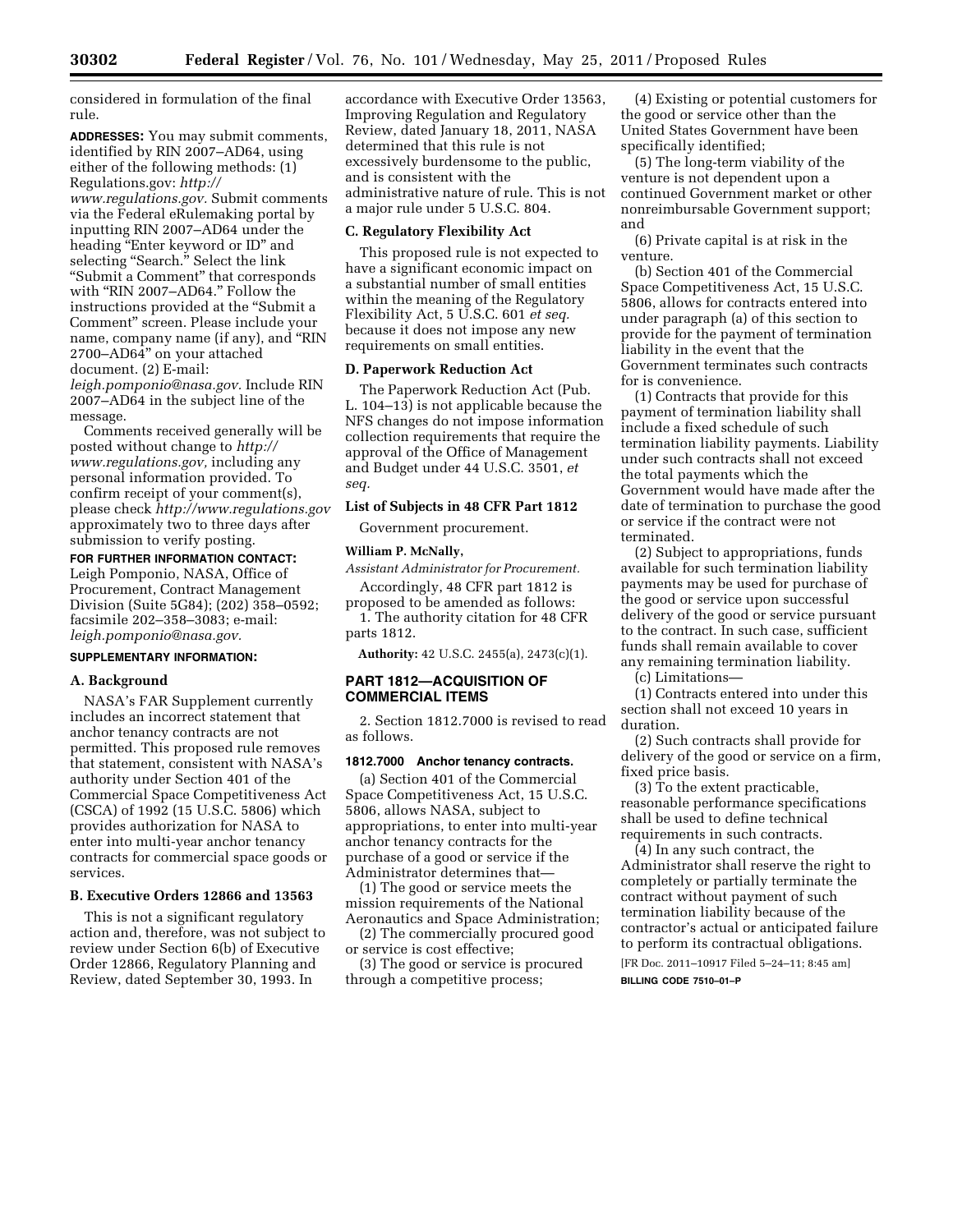considered in formulation of the final rule.

**ADDRESSES:** You may submit comments, identified by RIN 2007–AD64, using either of the following methods: (1) Regulations.gov: *http://www.regulations.gov.* Submit comments via the Federal eRulemaking portal by inputting RIN 2007–AD64 under the heading "Enter keyword or ID" and selecting "Search." Select the link "Submit a Comment" that corresponds with "RIN 2007–AD64." Follow the instructions provided at the "Submit a Comment" screen. Please include your name, company name (if any), and "RIN 2700–AD64" on your attached document. (2) E-mail: *leigh.pomponio@nasa.gov.* Include RIN 2007–AD64 in the subject line of the message.

Comments received generally will be posted without change to *http://www.regulations.gov,* including any personal information provided. To confirm receipt of your comment(s), please check *http://www.regulations.gov* approximately two to three days after submission to verify posting.

**FOR FURTHER INFORMATION CONTACT:** Leigh Pomponio, NASA, Office of Procurement, Contract Management Division (Suite 5G84); (202) 358–0592; facsimile 202–358–3083; e-mail: *leigh.pomponio@nasa.gov.*

**SUPPLEMENTARY INFORMATION:**

**A. Background**

NASA's FAR Supplement currently includes an incorrect statement that anchor tenancy contracts are not permitted. This proposed rule removes that statement, consistent with NASA's authority under Section 401 of the Commercial Space Competitiveness Act (CSCA) of 1992 (15 U.S.C. 5806) which provides authorization for NASA to enter into multi-year anchor tenancy contracts for commercial space goods or services.

**B. Executive Orders 12866 and 13563**

This is not a significant regulatory action and, therefore, was not subject to review under Section 6(b) of Executive Order 12866, Regulatory Planning and Review, dated September 30, 1993. In accordance with Executive Order 13563, Improving Regulation and Regulatory Review, dated January 18, 2011, NASA determined that this rule is not excessively burdensome to the public, and is consistent with the administrative nature of rule. This is not a major rule under 5 U.S.C. 804.

**C. Regulatory Flexibility Act**

This proposed rule is not expected to have a significant economic impact on a substantial number of small entities within the meaning of the Regulatory Flexibility Act, 5 U.S.C. 601 *et seq.* because it does not impose any new requirements on small entities.

**D. Paperwork Reduction Act**

The Paperwork Reduction Act (Pub. L. 104–13) is not applicable because the NFS changes do not impose information collection requirements that require the approval of the Office of Management and Budget under 44 U.S.C. 3501, *et seq.*

**List of Subjects in 48 CFR Part 1812**

Government procurement.

**William P. McNally,**

*Assistant Administrator for Procurement.*

Accordingly, 48 CFR part 1812 is proposed to be amended as follows:

1. The authority citation for 48 CFR parts 1812.

**Authority:** 42 U.S.C. 2455(a), 2473(c)(1).

## PART 1812—ACQUISITION OF COMMERCIAL ITEMS

2. Section 1812.7000 is revised to read as follows.

**1812.7000 Anchor tenancy contracts.**

(a) Section 401 of the Commercial Space Competitiveness Act, 15 U.S.C. 5806, allows NASA, subject to appropriations, to enter into multi-year anchor tenancy contracts for the purchase of a good or service if the Administrator determines that—

(1) The good or service meets the mission requirements of the National Aeronautics and Space Administration;

(2) The commercially procured good or service is cost effective;

(3) The good or service is procured through a competitive process;

(4) Existing or potential customers for the good or service other than the United States Government have been specifically identified;

(5) The long-term viability of the venture is not dependent upon a continued Government market or other nonreimbursable Government support; and

(6) Private capital is at risk in the venture.

(b) Section 401 of the Commercial Space Competitiveness Act, 15 U.S.C. 5806, allows for contracts entered into under paragraph (a) of this section to provide for the payment of termination liability in the event that the Government terminates such contracts for is convenience.

(1) Contracts that provide for this payment of termination liability shall include a fixed schedule of such termination liability payments. Liability under such contracts shall not exceed the total payments which the Government would have made after the date of termination to purchase the good or service if the contract were not terminated.

(2) Subject to appropriations, funds available for such termination liability payments may be used for purchase of the good or service upon successful delivery of the good or service pursuant to the contract. In such case, sufficient funds shall remain available to cover any remaining termination liability.

(c) Limitations—

(1) Contracts entered into under this section shall not exceed 10 years in duration.

(2) Such contracts shall provide for delivery of the good or service on a firm, fixed price basis.

(3) To the extent practicable, reasonable performance specifications shall be used to define technical requirements in such contracts.

(4) In any such contract, the Administrator shall reserve the right to completely or partially terminate the contract without payment of such termination liability because of the contractor's actual or anticipated failure to perform its contractual obligations.

[FR Doc. 2011–10917 Filed 5–24–11; 8:45 am]

**BILLING CODE 7510–01–P**